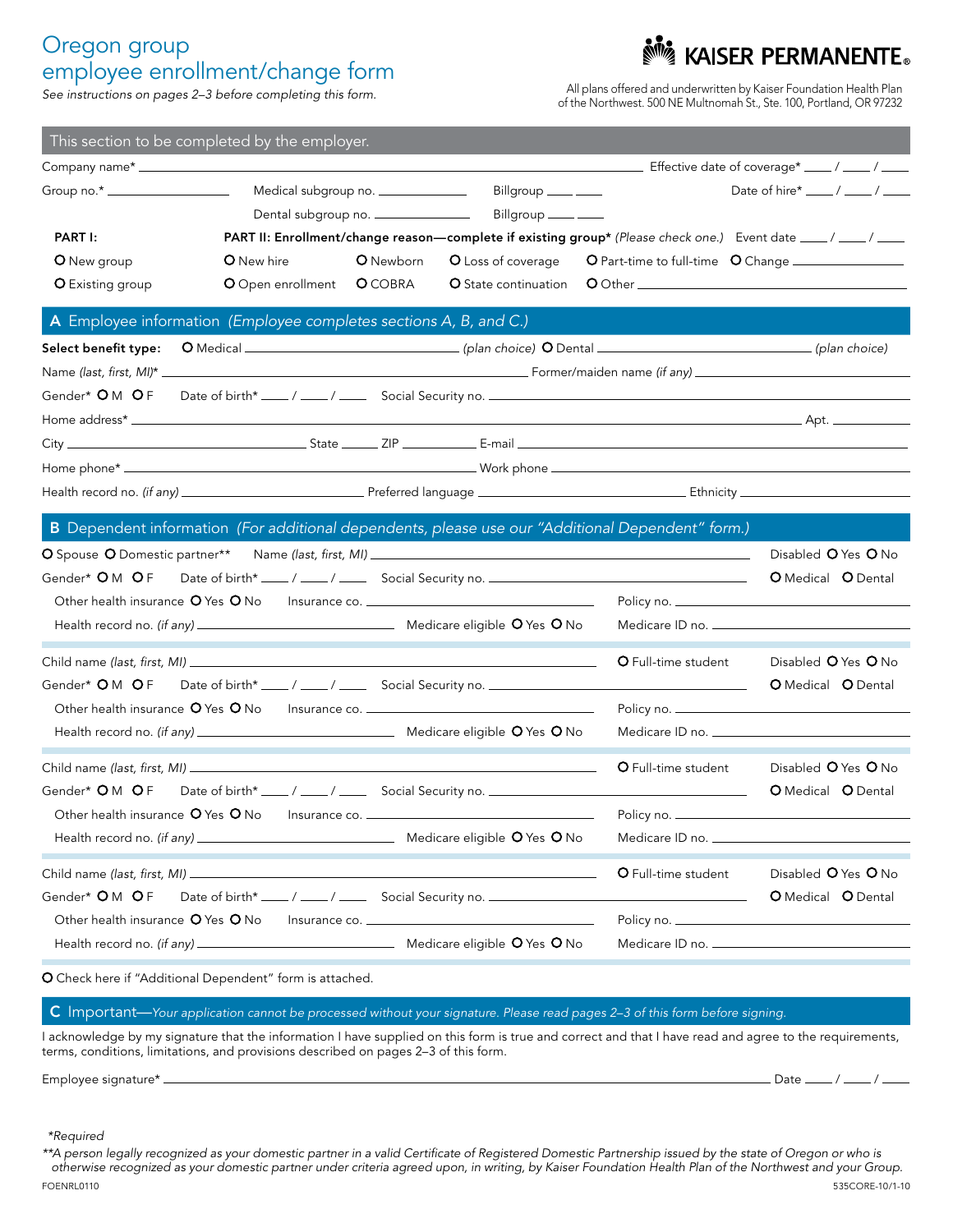# Oregon group employee enrollment/change form

*See instructions on pages 2–3 before completing this form.*

**KAISER PERMANENTE**

All plans offered and underwritten by Kaiser Foundation Health Plan of the Northwest. 500 NE Multnomah St., Ste. 100, Portland, OR 97232

## This section to be completed by the employer.

Company name* ______________________ Effective date of coverage* ____ / ____ / ____

Group no.* ____________ Medical subgroup no. ____________ Billgroup ____ ____ Date of hire* ____ / ____ / ____

Dental subgroup no. ____________ Billgroup ____ ____

**PART I:**
- O New group
- O Existing group

**PART II: Enrollment/change reason—complete if existing group*** *(Please check one.)* Event date ____ / ____ / ____

- O New hire
- O Newborn
- O Loss of coverage
- O Part-time to full-time
- O Change ____________
- O Open enrollment
- O COBRA
- O State continuation
- O Other ____________

## A Employee information *(Employee completes sections A, B, and C.)*

**Select benefit type:** O Medical ____________ *(plan choice)* O Dental ____________ *(plan choice)*

Name *(last, first, MI)** ____________ Former/maiden name *(if any)* ____________

Gender* O M O F Date of birth* ____ / ____ / ____ Social Security no. ____________

Home address* ____________ Apt. ____

City ____________ State ____ ZIP ________ E-mail ____________

Home phone* ____________ Work phone ____________

Health record no. *(if any)* ____________ Preferred language ____________ Ethnicity ____________

## B Dependent information *(For additional dependents, please use our "Additional Dependent" form.)*

O Spouse O Domestic partner** Name *(last, first, MI)* ____________ Disabled O Yes O No

Gender* O M O F Date of birth* ____ / ____ / ____ Social Security no. ____________ O Medical O Dental

Other health insurance O Yes O No Insurance co. ____________ Policy no. ____________

Health record no. *(if any)* ____________ Medicare eligible O Yes O No Medicare ID no. ____________

---

Child name *(last, first, MI)* ____________ O Full-time student Disabled O Yes O No

Gender* O M O F Date of birth* ____ / ____ / ____ Social Security no. ____________ O Medical O Dental

Other health insurance O Yes O No Insurance co. ____________ Policy no. ____________

Health record no. *(if any)* ____________ Medicare eligible O Yes O No Medicare ID no. ____________

---

Child name *(last, first, MI)* ____________ O Full-time student Disabled O Yes O No

Gender* O M O F Date of birth* ____ / ____ / ____ Social Security no. ____________ O Medical O Dental

Other health insurance O Yes O No Insurance co. ____________ Policy no. ____________

Health record no. *(if any)* ____________ Medicare eligible O Yes O No Medicare ID no. ____________

---

Child name *(last, first, MI)* ____________ O Full-time student Disabled O Yes O No

Gender* O M O F Date of birth* ____ / ____ / ____ Social Security no. ____________ O Medical O Dental

Other health insurance O Yes O No Insurance co. ____________ Policy no. ____________

Health record no. *(if any)* ____________ Medicare eligible O Yes O No Medicare ID no. ____________

---

O Check here if "Additional Dependent" form is attached.

## C Important—*Your application cannot be processed without your signature. Please read pages 2–3 of this form before signing.*

I acknowledge by my signature that the information I have supplied on this form is true and correct and that I have read and agree to the requirements, terms, conditions, limitations, and provisions described on pages 2–3 of this form.

Employee signature* ____________ Date ____ / ____ / ____

*\*Required*

*\*\*A person legally recognized as your domestic partner in a valid Certificate of Registered Domestic Partnership issued by the state of Oregon or who is otherwise recognized as your domestic partner under criteria agreed upon, in writing, by Kaiser Foundation Health Plan of the Northwest and your Group.*

FOENRL0110 535CORE-10/1-10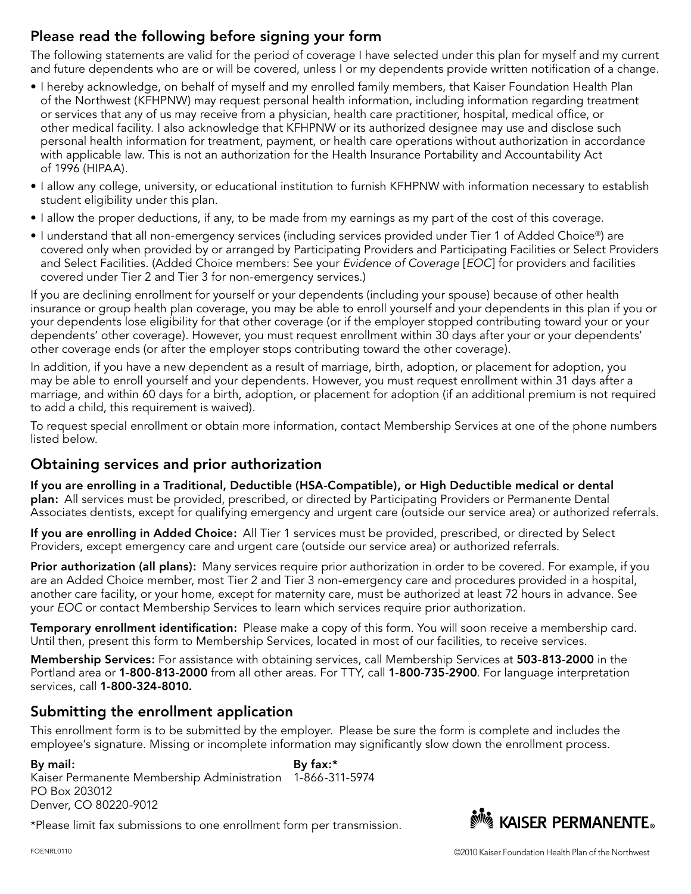## Please read the following before signing your form

The following statements are valid for the period of coverage I have selected under this plan for myself and my current and future dependents who are or will be covered, unless I or my dependents provide written notification of a change.

- I hereby acknowledge, on behalf of myself and my enrolled family members, that Kaiser Foundation Health Plan of the Northwest (KFHPNW) may request personal health information, including information regarding treatment or services that any of us may receive from a physician, health care practitioner, hospital, medical office, or other medical facility. I also acknowledge that KFHPNW or its authorized designee may use and disclose such personal health information for treatment, payment, or health care operations without authorization in accordance with applicable law. This is not an authorization for the Health Insurance Portability and Accountability Act of 1996 (HIPAA).
- I allow any college, university, or educational institution to furnish KFHPNW with information necessary to establish student eligibility under this plan.
- I allow the proper deductions, if any, to be made from my earnings as my part of the cost of this coverage.
- I understand that all non-emergency services (including services provided under Tier 1 of Added Choice®) are covered only when provided by or arranged by Participating Providers and Participating Facilities or Select Providers and Select Facilities. (Added Choice members: See your *Evidence of Coverage* [*EOC*] for providers and facilities covered under Tier 2 and Tier 3 for non-emergency services.)

If you are declining enrollment for yourself or your dependents (including your spouse) because of other health insurance or group health plan coverage, you may be able to enroll yourself and your dependents in this plan if you or your dependents lose eligibility for that other coverage (or if the employer stopped contributing toward your or your dependents' other coverage). However, you must request enrollment within 30 days after your or your dependents' other coverage ends (or after the employer stops contributing toward the other coverage).

In addition, if you have a new dependent as a result of marriage, birth, adoption, or placement for adoption, you may be able to enroll yourself and your dependents. However, you must request enrollment within 31 days after a marriage, and within 60 days for a birth, adoption, or placement for adoption (if an additional premium is not required to add a child, this requirement is waived).

To request special enrollment or obtain more information, contact Membership Services at one of the phone numbers listed below.

## Obtaining services and prior authorization

**If you are enrolling in a Traditional, Deductible (HSA-Compatible), or High Deductible medical or dental plan:** All services must be provided, prescribed, or directed by Participating Providers or Permanente Dental Associates dentists, except for qualifying emergency and urgent care (outside our service area) or authorized referrals.

**If you are enrolling in Added Choice:** All Tier 1 services must be provided, prescribed, or directed by Select Providers, except emergency care and urgent care (outside our service area) or authorized referrals.

**Prior authorization (all plans):** Many services require prior authorization in order to be covered. For example, if you are an Added Choice member, most Tier 2 and Tier 3 non-emergency care and procedures provided in a hospital, another care facility, or your home, except for maternity care, must be authorized at least 72 hours in advance. See your *EOC* or contact Membership Services to learn which services require prior authorization.

**Temporary enrollment identification:** Please make a copy of this form. You will soon receive a membership card. Until then, present this form to Membership Services, located in most of our facilities, to receive services.

**Membership Services:** For assistance with obtaining services, call Membership Services at **503-813-2000** in the Portland area or **1-800-813-2000** from all other areas. For TTY, call **1-800-735-2900**. For language interpretation services, call **1-800-324-8010.**

## Submitting the enrollment application

This enrollment form is to be submitted by the employer. Please be sure the form is complete and includes the employee's signature. Missing or incomplete information may significantly slow down the enrollment process.

**By mail:**
Kaiser Permanente Membership Administration
PO Box 203012
Denver, CO 80220-9012

**By fax:***
1-866-311-5974

*Please limit fax submissions to one enrollment form per transmission.

KAISER PERMANENTE®

FOENRL0110

©2010 Kaiser Foundation Health Plan of the Northwest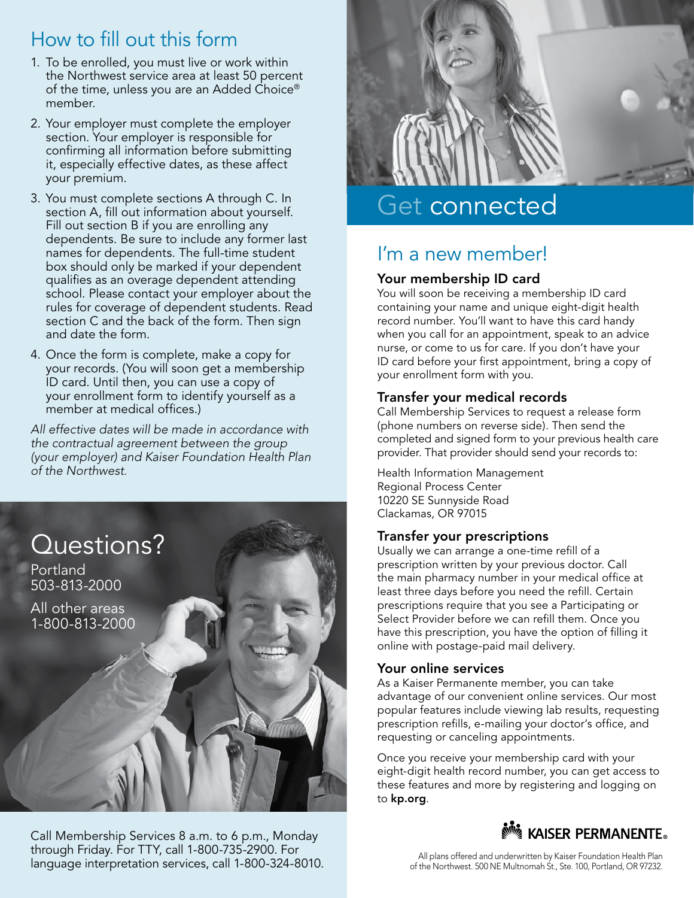## How to fill out this form

1. To be enrolled, you must live or work within the Northwest service area at least 50 percent of the time, unless you are an Added Choice® member.
2. Your employer must complete the employer section. Your employer is responsible for confirming all information before submitting it, especially effective dates, as these affect your premium.
3. You must complete sections A through C. In section A, fill out information about yourself. Fill out section B if you are enrolling any dependents. Be sure to include any former last names for dependents. The full-time student box should only be marked if your dependent qualifies as an overage dependent attending school. Please contact your employer about the rules for coverage of dependent students. Read section C and the back of the form. Then sign and date the form.
4. Once the form is complete, make a copy for your records. (You will soon get a membership ID card. Until then, you can use a copy of your enrollment form to identify yourself as a member at medical offices.)

*All effective dates will be made in accordance with the contractual agreement between the group (your employer) and Kaiser Foundation Health Plan of the Northwest.*

## Questions?

Portland
503-813-2000

All other areas
1-800-813-2000

Call Membership Services 8 a.m. to 6 p.m., Monday through Friday. For TTY, call 1-800-735-2900. For language interpretation services, call 1-800-324-8010.

# Get connected

## I'm a new member!

### Your membership ID card

You will soon be receiving a membership ID card containing your name and unique eight-digit health record number. You'll want to have this card handy when you call for an appointment, speak to an advice nurse, or come to us for care. If you don't have your ID card before your first appointment, bring a copy of your enrollment form with you.

### Transfer your medical records

Call Membership Services to request a release form (phone numbers on reverse side). Then send the completed and signed form to your previous health care provider. That provider should send your records to:

Health Information Management
Regional Process Center
10220 SE Sunnyside Road
Clackamas, OR 97015

### Transfer your prescriptions

Usually we can arrange a one-time refill of a prescription written by your previous doctor. Call the main pharmacy number in your medical office at least three days before you need the refill. Certain prescriptions require that you see a Participating or Select Provider before we can refill them. Once you have this prescription, you have the option of filling it online with postage-paid mail delivery.

### Your online services

As a Kaiser Permanente member, you can take advantage of our convenient online services. Our most popular features include viewing lab results, requesting prescription refills, e-mailing your doctor's office, and requesting or canceling appointments.

Once you receive your membership card with your eight-digit health record number, you can get access to these features and more by registering and logging on to **kp.org**.

KAISER PERMANENTE®

All plans offered and underwritten by Kaiser Foundation Health Plan of the Northwest. 500 NE Multnomah St., Ste. 100, Portland, OR 97232.